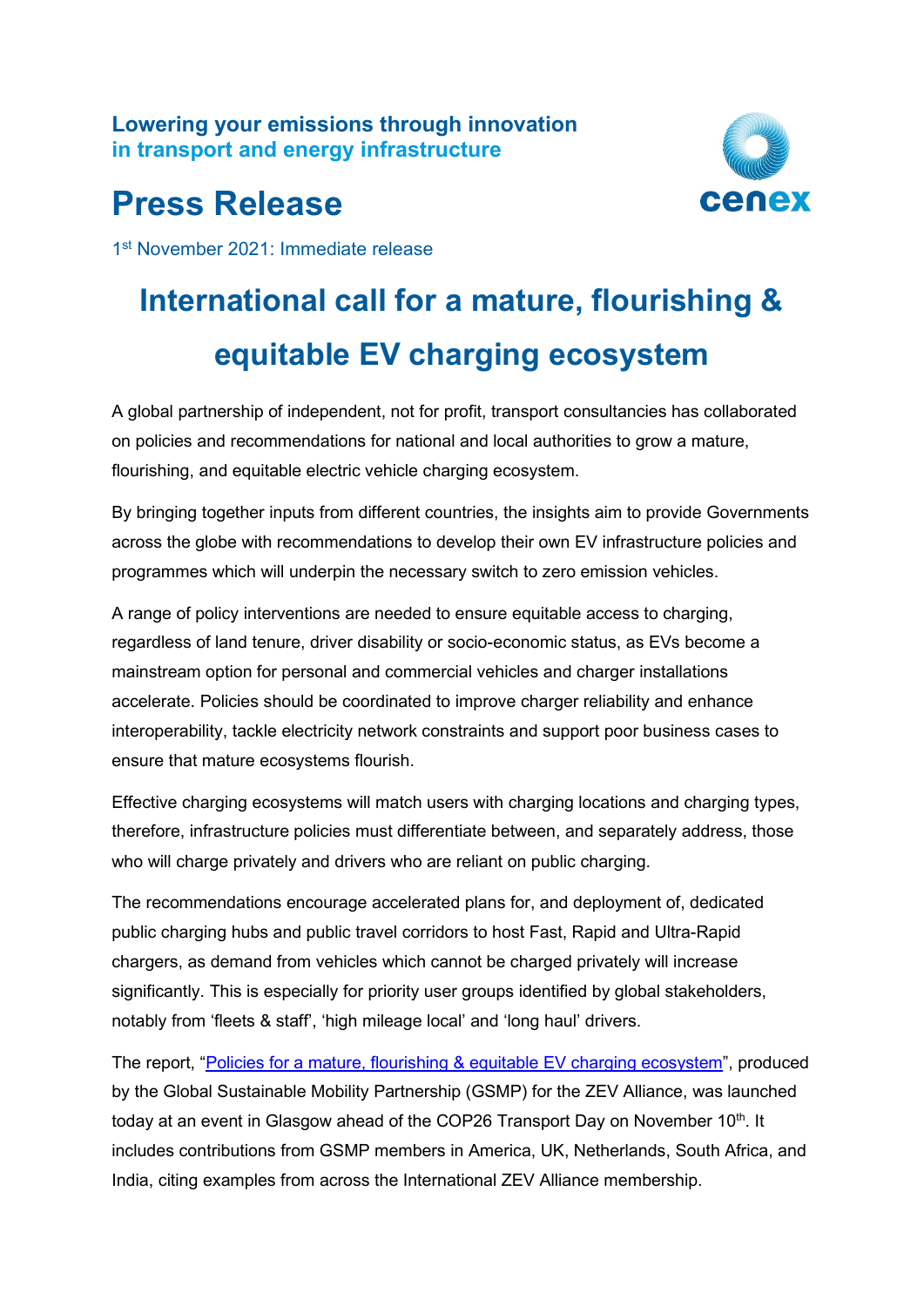**Lowering your emissions through innovation in transport and energy infrastructure**

# Press Release

1st November 2021: Immediate release

## International call for a mature, flourishing & equitable EV charging ecosystem

A global partnership of independent, not for profit, transport consultancies has collaborated on policies and recommendations for national and local authorities to grow a mature, flourishing, and equitable electric vehicle charging ecosystem.

By bringing together inputs from different countries, the insights aim to provide Governments across the globe with recommendations to develop their own EV infrastructure policies and programmes which will underpin the necessary switch to zero emission vehicles.

A range of policy interventions are needed to ensure equitable access to charging, regardless of land tenure, driver disability or socio-economic status, as EVs become a mainstream option for personal and commercial vehicles and charger installations accelerate. Policies should be coordinated to improve charger reliability and enhance interoperability, tackle electricity network constraints and support poor business cases to ensure that mature ecosystems flourish.

Effective charging ecosystems will match users with charging locations and charging types, therefore, infrastructure policies must differentiate between, and separately address, those who will charge privately and drivers who are reliant on public charging.

The recommendations encourage accelerated plans for, and deployment of, dedicated public charging hubs and public travel corridors to host Fast, Rapid and Ultra-Rapid chargers, as demand from vehicles which cannot be charged privately will increase significantly. This is especially for priority user groups identified by global stakeholders, notably from 'fleets & staff', 'high mileage local' and 'long haul' drivers.

The report, "Policies for a mature, flourishing & equitable EV charging ecosystem", produced by the Global Sustainable Mobility Partnership (GSMP) for the ZEV Alliance, was launched today at an event in Glasgow ahead of the COP26 Transport Day on November 10th. It includes contributions from GSMP members in America, UK, Netherlands, South Africa, and India, citing examples from across the International ZEV Alliance membership.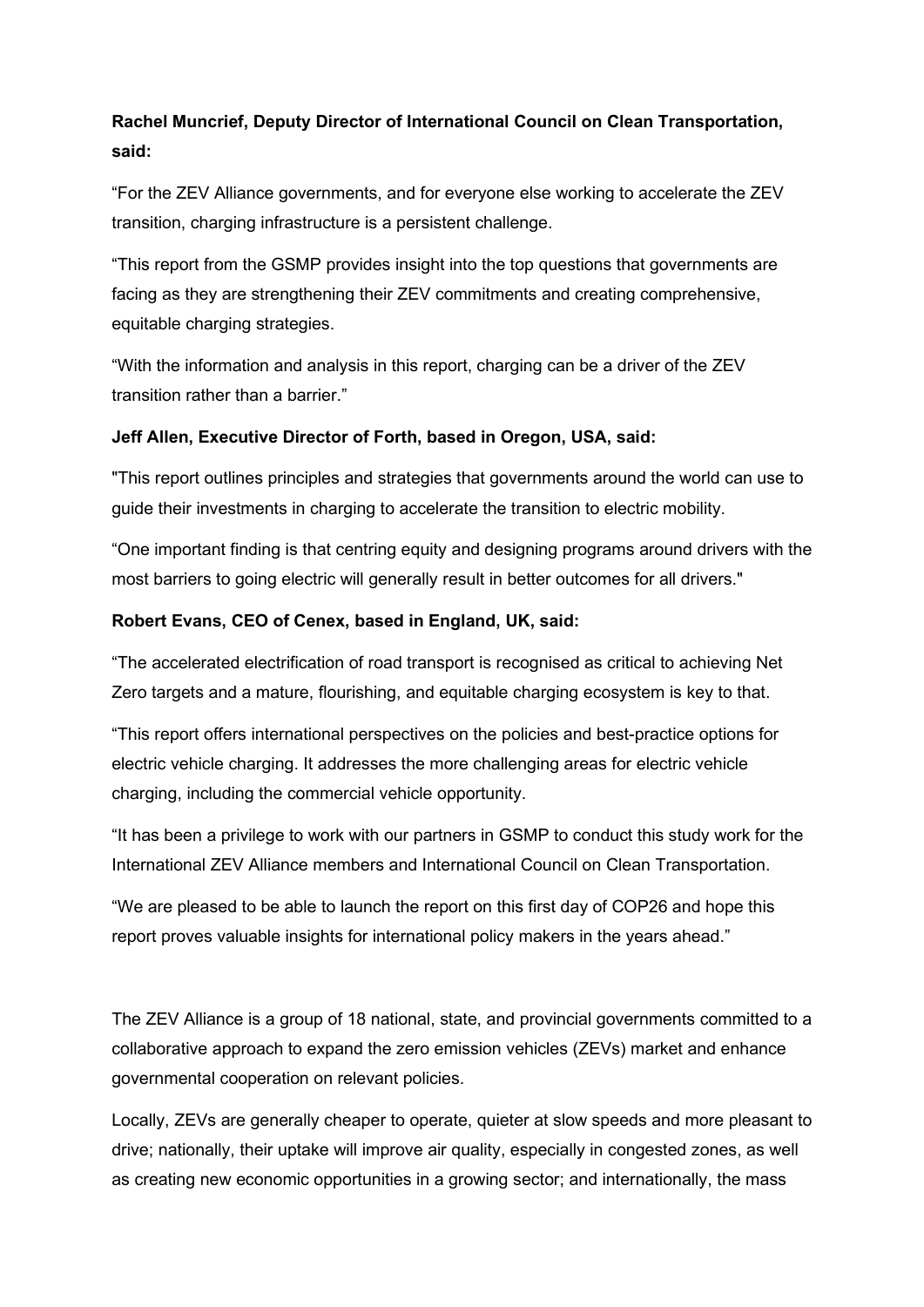**Rachel Muncrief, Deputy Director of International Council on Clean Transportation, said:**

"For the ZEV Alliance governments, and for everyone else working to accelerate the ZEV transition, charging infrastructure is a persistent challenge.

"This report from the GSMP provides insight into the top questions that governments are facing as they are strengthening their ZEV commitments and creating comprehensive, equitable charging strategies.

"With the information and analysis in this report, charging can be a driver of the ZEV transition rather than a barrier."

**Jeff Allen, Executive Director of Forth, based in Oregon, USA, said:**

"This report outlines principles and strategies that governments around the world can use to guide their investments in charging to accelerate the transition to electric mobility.

"One important finding is that centring equity and designing programs around drivers with the most barriers to going electric will generally result in better outcomes for all drivers."

**Robert Evans, CEO of Cenex, based in England, UK, said:**

"The accelerated electrification of road transport is recognised as critical to achieving Net Zero targets and a mature, flourishing, and equitable charging ecosystem is key to that.

"This report offers international perspectives on the policies and best-practice options for electric vehicle charging. It addresses the more challenging areas for electric vehicle charging, including the commercial vehicle opportunity.

"It has been a privilege to work with our partners in GSMP to conduct this study work for the International ZEV Alliance members and International Council on Clean Transportation.

"We are pleased to be able to launch the report on this first day of COP26 and hope this report proves valuable insights for international policy makers in the years ahead."

The ZEV Alliance is a group of 18 national, state, and provincial governments committed to a collaborative approach to expand the zero emission vehicles (ZEVs) market and enhance governmental cooperation on relevant policies.

Locally, ZEVs are generally cheaper to operate, quieter at slow speeds and more pleasant to drive; nationally, their uptake will improve air quality, especially in congested zones, as well as creating new economic opportunities in a growing sector; and internationally, the mass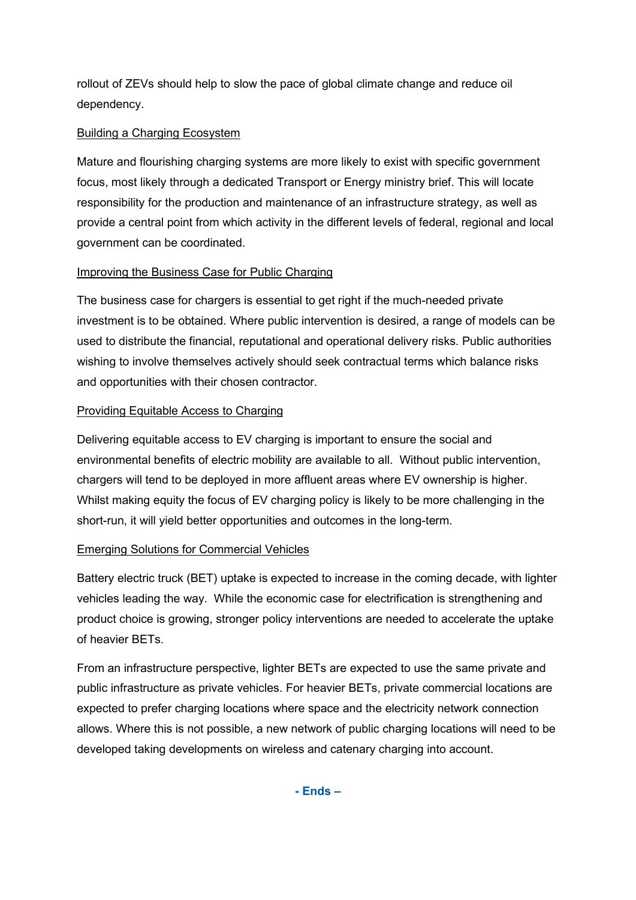rollout of ZEVs should help to slow the pace of global climate change and reduce oil dependency.

<u>Building a Charging Ecosystem</u>

Mature and flourishing charging systems are more likely to exist with specific government focus, most likely through a dedicated Transport or Energy ministry brief. This will locate responsibility for the production and maintenance of an infrastructure strategy, as well as provide a central point from which activity in the different levels of federal, regional and local government can be coordinated.

<u>Improving the Business Case for Public Charging</u>

The business case for chargers is essential to get right if the much-needed private investment is to be obtained. Where public intervention is desired, a range of models can be used to distribute the financial, reputational and operational delivery risks. Public authorities wishing to involve themselves actively should seek contractual terms which balance risks and opportunities with their chosen contractor.

<u>Providing Equitable Access to Charging</u>

Delivering equitable access to EV charging is important to ensure the social and environmental benefits of electric mobility are available to all. Without public intervention, chargers will tend to be deployed in more affluent areas where EV ownership is higher. Whilst making equity the focus of EV charging policy is likely to be more challenging in the short-run, it will yield better opportunities and outcomes in the long-term.

<u>Emerging Solutions for Commercial Vehicles</u>

Battery electric truck (BET) uptake is expected to increase in the coming decade, with lighter vehicles leading the way. While the economic case for electrification is strengthening and product choice is growing, stronger policy interventions are needed to accelerate the uptake of heavier BETs.

From an infrastructure perspective, lighter BETs are expected to use the same private and public infrastructure as private vehicles. For heavier BETs, private commercial locations are expected to prefer charging locations where space and the electricity network connection allows. Where this is not possible, a new network of public charging locations will need to be developed taking developments on wireless and catenary charging into account.

**- Ends –**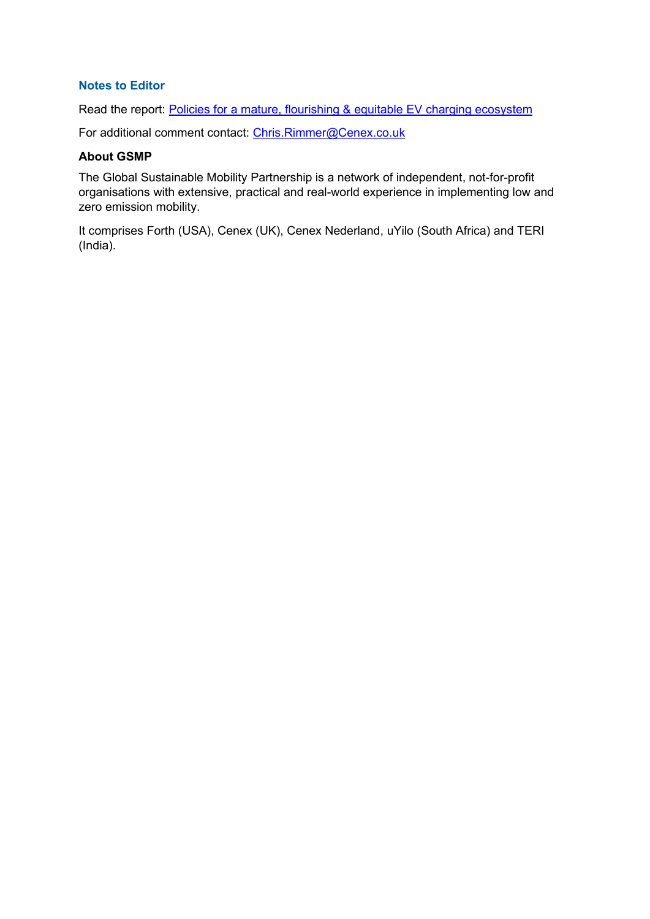## Notes to Editor

Read the report: [Policies for a mature, flourishing & equitable EV charging ecosystem]()

For additional comment contact: [Chris.Rimmer@Cenex.co.uk](mailto:Chris.Rimmer@Cenex.co.uk)

**About GSMP**

The Global Sustainable Mobility Partnership is a network of independent, not-for-profit organisations with extensive, practical and real-world experience in implementing low and zero emission mobility.

It comprises Forth (USA), Cenex (UK), Cenex Nederland, uYilo (South Africa) and TERI (India).